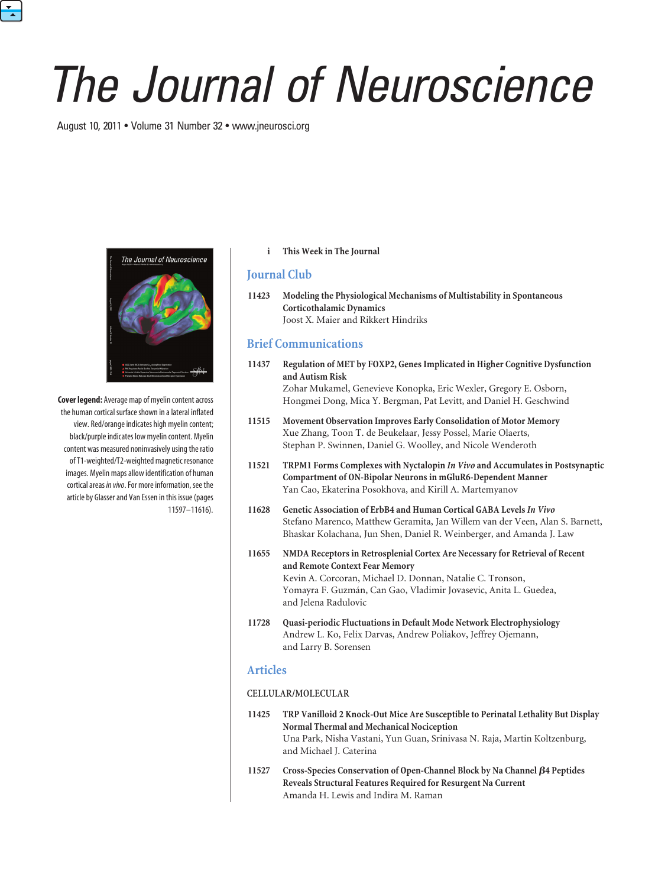# The Journal of Neuroscience

August 10, 2011 • Volume 31 Number 32 • www.jneurosci.org

**Cover legend:** Average map of myelin content across the human cortical surface shown in a lateral inflated view. Red/orange indicates high myelin content; black/purple indicates low myelin content. Myelin content was measured noninvasively using the ratio of T1-weighted/T2-weighted magnetic resonance images. Myelin maps allow identification of human cortical areas *in vivo*. For more information, see the article by Glasser and Van Essen in this issue (pages 11597–11616).

i **This Week in The Journal**

## Journal Club

11423 **Modeling the Physiological Mechanisms of Multistability in Spontaneous Corticothalamic Dynamics**
Joost X. Maier and Rikkert Hindriks

## Brief Communications

11437 **Regulation of MET by FOXP2, Genes Implicated in Higher Cognitive Dysfunction and Autism Risk**
Zohar Mukamel, Genevieve Konopka, Eric Wexler, Gregory E. Osborn, Hongmei Dong, Mica Y. Bergman, Pat Levitt, and Daniel H. Geschwind

11515 **Movement Observation Improves Early Consolidation of Motor Memory**
Xue Zhang, Toon T. de Beukelaar, Jessy Possel, Marie Olaerts, Stephan P. Swinnen, Daniel G. Woolley, and Nicole Wenderoth

11521 **TRPM1 Forms Complexes with Nyctalopin *In Vivo* and Accumulates in Postsynaptic Compartment of ON-Bipolar Neurons in mGluR6-Dependent Manner**
Yan Cao, Ekaterina Posokhova, and Kirill A. Martemyanov

11628 **Genetic Association of ErbB4 and Human Cortical GABA Levels *In Vivo***
Stefano Marenco, Matthew Geramita, Jan Willem van der Veen, Alan S. Barnett, Bhaskar Kolachana, Jun Shen, Daniel R. Weinberger, and Amanda J. Law

11655 **NMDA Receptors in Retrosplenial Cortex Are Necessary for Retrieval of Recent and Remote Context Fear Memory**
Kevin A. Corcoran, Michael D. Donnan, Natalie C. Tronson, Yomayra F. Guzmán, Can Gao, Vladimir Jovasevic, Anita L. Guedea, and Jelena Radulovic

11728 **Quasi-periodic Fluctuations in Default Mode Network Electrophysiology**
Andrew L. Ko, Felix Darvas, Andrew Poliakov, Jeffrey Ojemann, and Larry B. Sorensen

## Articles

CELLULAR/MOLECULAR

11425 **TRP Vanilloid 2 Knock-Out Mice Are Susceptible to Perinatal Lethality But Display Normal Thermal and Mechanical Nociception**
Una Park, Nisha Vastani, Yun Guan, Srinivasa N. Raja, Martin Koltzenburg, and Michael J. Caterina

11527 **Cross-Species Conservation of Open-Channel Block by Na Channel $\beta$4 Peptides Reveals Structural Features Required for Resurgent Na Current**
Amanda H. Lewis and Indira M. Raman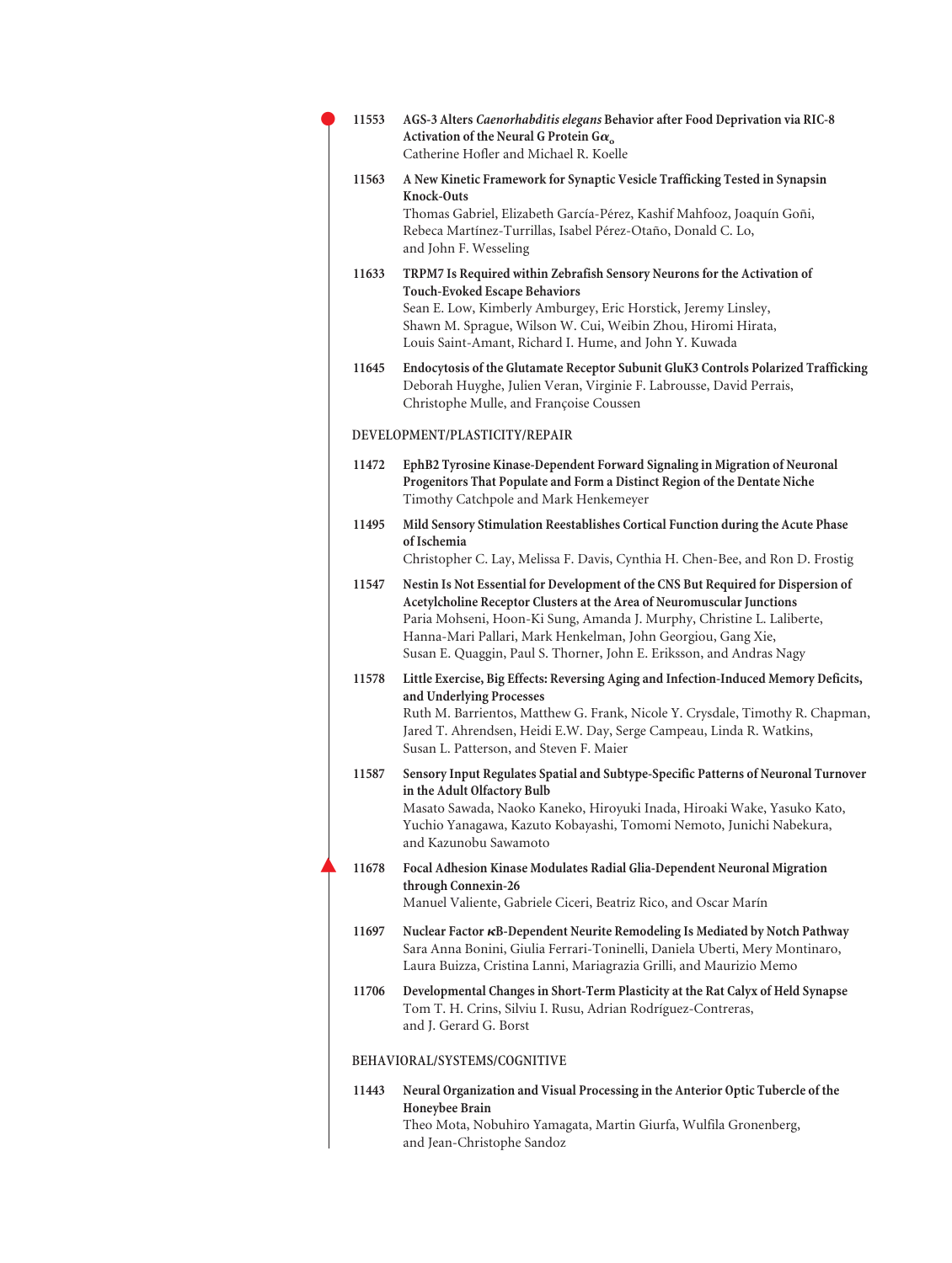11553 **AGS-3 Alters *Caenorhabditis elegans* Behavior after Food Deprivation via RIC-8 Activation of the Neural G Protein G$\alpha_o$**
Catherine Hofler and Michael R. Koelle

11563 **A New Kinetic Framework for Synaptic Vesicle Trafficking Tested in Synapsin Knock-Outs**
Thomas Gabriel, Elizabeth García-Pérez, Kashif Mahfooz, Joaquín Goñi, Rebeca Martínez-Turrillas, Isabel Pérez-Otaño, Donald C. Lo, and John F. Wesseling

11633 **TRPM7 Is Required within Zebrafish Sensory Neurons for the Activation of Touch-Evoked Escape Behaviors**
Sean E. Low, Kimberly Amburgey, Eric Horstick, Jeremy Linsley, Shawn M. Sprague, Wilson W. Cui, Weibin Zhou, Hiromi Hirata, Louis Saint-Amant, Richard I. Hume, and John Y. Kuwada

11645 **Endocytosis of the Glutamate Receptor Subunit GluK3 Controls Polarized Trafficking**
Deborah Huyghe, Julien Veran, Virginie F. Labrousse, David Perrais, Christophe Mulle, and Françoise Coussen

## DEVELOPMENT/PLASTICITY/REPAIR

11472 **EphB2 Tyrosine Kinase-Dependent Forward Signaling in Migration of Neuronal Progenitors That Populate and Form a Distinct Region of the Dentate Niche**
Timothy Catchpole and Mark Henkemeyer

11495 **Mild Sensory Stimulation Reestablishes Cortical Function during the Acute Phase of Ischemia**
Christopher C. Lay, Melissa F. Davis, Cynthia H. Chen-Bee, and Ron D. Frostig

11547 **Nestin Is Not Essential for Development of the CNS But Required for Dispersion of Acetylcholine Receptor Clusters at the Area of Neuromuscular Junctions**
Paria Mohseni, Hoon-Ki Sung, Amanda J. Murphy, Christine L. Laliberte, Hanna-Mari Pallari, Mark Henkelman, John Georgiou, Gang Xie, Susan E. Quaggin, Paul S. Thorner, John E. Eriksson, and Andras Nagy

11578 **Little Exercise, Big Effects: Reversing Aging and Infection-Induced Memory Deficits, and Underlying Processes**
Ruth M. Barrientos, Matthew G. Frank, Nicole Y. Crysdale, Timothy R. Chapman, Jared T. Ahrendsen, Heidi E.W. Day, Serge Campeau, Linda R. Watkins, Susan L. Patterson, and Steven F. Maier

11587 **Sensory Input Regulates Spatial and Subtype-Specific Patterns of Neuronal Turnover in the Adult Olfactory Bulb**
Masato Sawada, Naoko Kaneko, Hiroyuki Inada, Hiroaki Wake, Yasuko Kato, Yuchio Yanagawa, Kazuto Kobayashi, Tomomi Nemoto, Junichi Nabekura, and Kazunobu Sawamoto

11678 **Focal Adhesion Kinase Modulates Radial Glia-Dependent Neuronal Migration through Connexin-26**
Manuel Valiente, Gabriele Ciceri, Beatriz Rico, and Oscar Marín

11697 **Nuclear Factor κB-Dependent Neurite Remodeling Is Mediated by Notch Pathway**
Sara Anna Bonini, Giulia Ferrari-Toninelli, Daniela Uberti, Mery Montinaro, Laura Buizza, Cristina Lanni, Mariagrazia Grilli, and Maurizio Memo

11706 **Developmental Changes in Short-Term Plasticity at the Rat Calyx of Held Synapse**
Tom T. H. Crins, Silviu I. Rusu, Adrian Rodríguez-Contreras, and J. Gerard G. Borst

## BEHAVIORAL/SYSTEMS/COGNITIVE

11443 **Neural Organization and Visual Processing in the Anterior Optic Tubercle of the Honeybee Brain**
Theo Mota, Nobuhiro Yamagata, Martin Giurfa, Wulfila Gronenberg, and Jean-Christophe Sandoz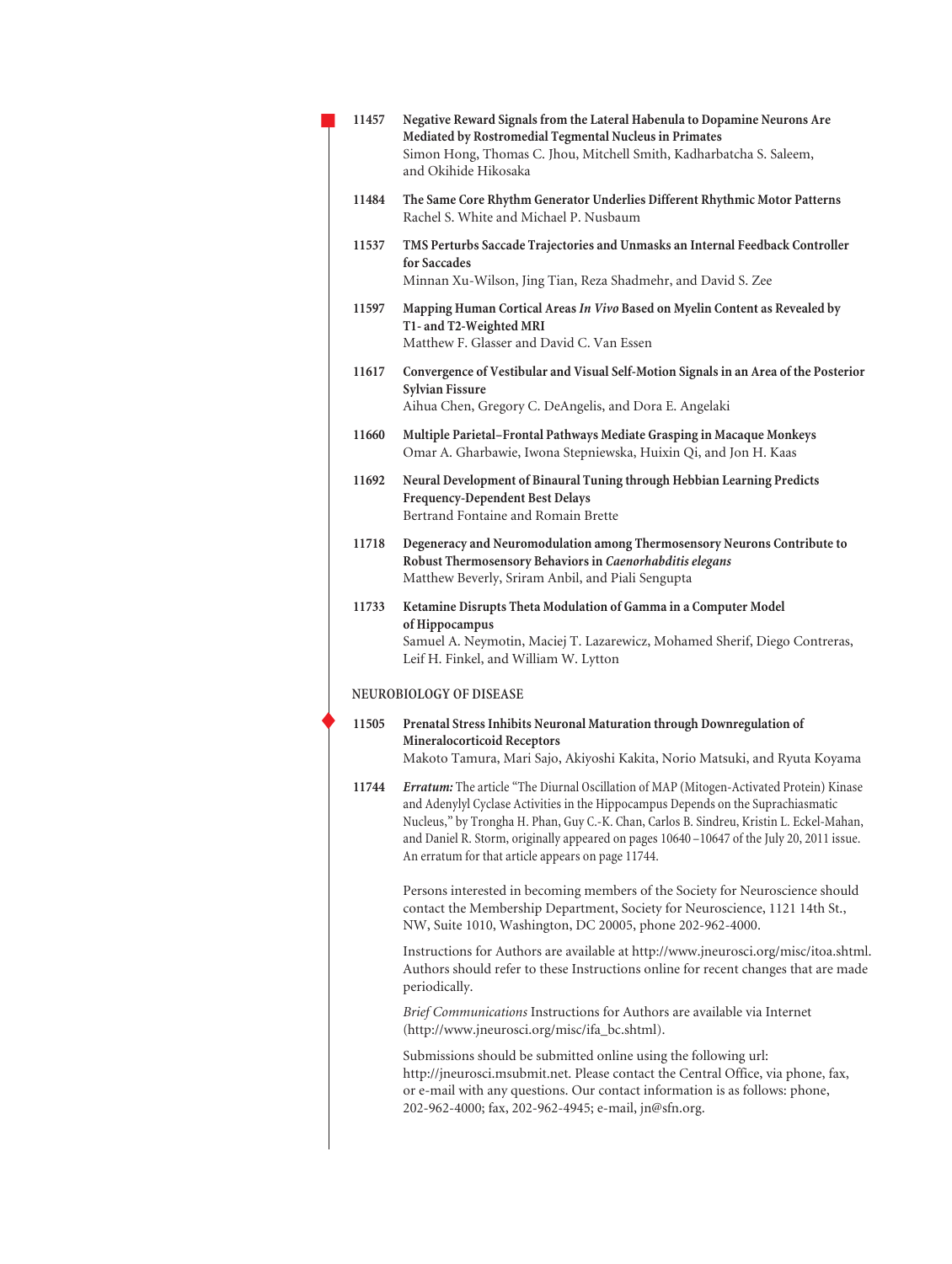11457 **Negative Reward Signals from the Lateral Habenula to Dopamine Neurons Are Mediated by Rostromedial Tegmental Nucleus in Primates**
Simon Hong, Thomas C. Jhou, Mitchell Smith, Kadharbatcha S. Saleem, and Okihide Hikosaka

11484 **The Same Core Rhythm Generator Underlies Different Rhythmic Motor Patterns**
Rachel S. White and Michael P. Nusbaum

11537 **TMS Perturbs Saccade Trajectories and Unmasks an Internal Feedback Controller for Saccades**
Minnan Xu-Wilson, Jing Tian, Reza Shadmehr, and David S. Zee

11597 **Mapping Human Cortical Areas *In Vivo* Based on Myelin Content as Revealed by T1- and T2-Weighted MRI**
Matthew F. Glasser and David C. Van Essen

11617 **Convergence of Vestibular and Visual Self-Motion Signals in an Area of the Posterior Sylvian Fissure**
Aihua Chen, Gregory C. DeAngelis, and Dora E. Angelaki

11660 **Multiple Parietal–Frontal Pathways Mediate Grasping in Macaque Monkeys**
Omar A. Gharbawie, Iwona Stepniewska, Huixin Qi, and Jon H. Kaas

11692 **Neural Development of Binaural Tuning through Hebbian Learning Predicts Frequency-Dependent Best Delays**
Bertrand Fontaine and Romain Brette

11718 **Degeneracy and Neuromodulation among Thermosensory Neurons Contribute to Robust Thermosensory Behaviors in *Caenorhabditis elegans***
Matthew Beverly, Sriram Anbil, and Piali Sengupta

11733 **Ketamine Disrupts Theta Modulation of Gamma in a Computer Model of Hippocampus**
Samuel A. Neymotin, Maciej T. Lazarewicz, Mohamed Sherif, Diego Contreras, Leif H. Finkel, and William W. Lytton

## NEUROBIOLOGY OF DISEASE

11505 **Prenatal Stress Inhibits Neuronal Maturation through Downregulation of Mineralocorticoid Receptors**
Makoto Tamura, Mari Sajo, Akiyoshi Kakita, Norio Matsuki, and Ryuta Koyama

11744 ***Erratum:*** The article "The Diurnal Oscillation of MAP (Mitogen-Activated Protein) Kinase and Adenylyl Cyclase Activities in the Hippocampus Depends on the Suprachiasmatic Nucleus," by Trongha H. Phan, Guy C.-K. Chan, Carlos B. Sindreu, Kristin L. Eckel-Mahan, and Daniel R. Storm, originally appeared on pages 10640–10647 of the July 20, 2011 issue. An erratum for that article appears on page 11744.

Persons interested in becoming members of the Society for Neuroscience should contact the Membership Department, Society for Neuroscience, 1121 14th St., NW, Suite 1010, Washington, DC 20005, phone 202-962-4000.

Instructions for Authors are available at http://www.jneurosci.org/misc/itoa.shtml. Authors should refer to these Instructions online for recent changes that are made periodically.

*Brief Communications* Instructions for Authors are available via Internet (http://www.jneurosci.org/misc/ifa_bc.shtml).

Submissions should be submitted online using the following url: http://jneurosci.msubmit.net. Please contact the Central Office, via phone, fax, or e-mail with any questions. Our contact information is as follows: phone, 202-962-4000; fax, 202-962-4945; e-mail, jn@sfn.org.